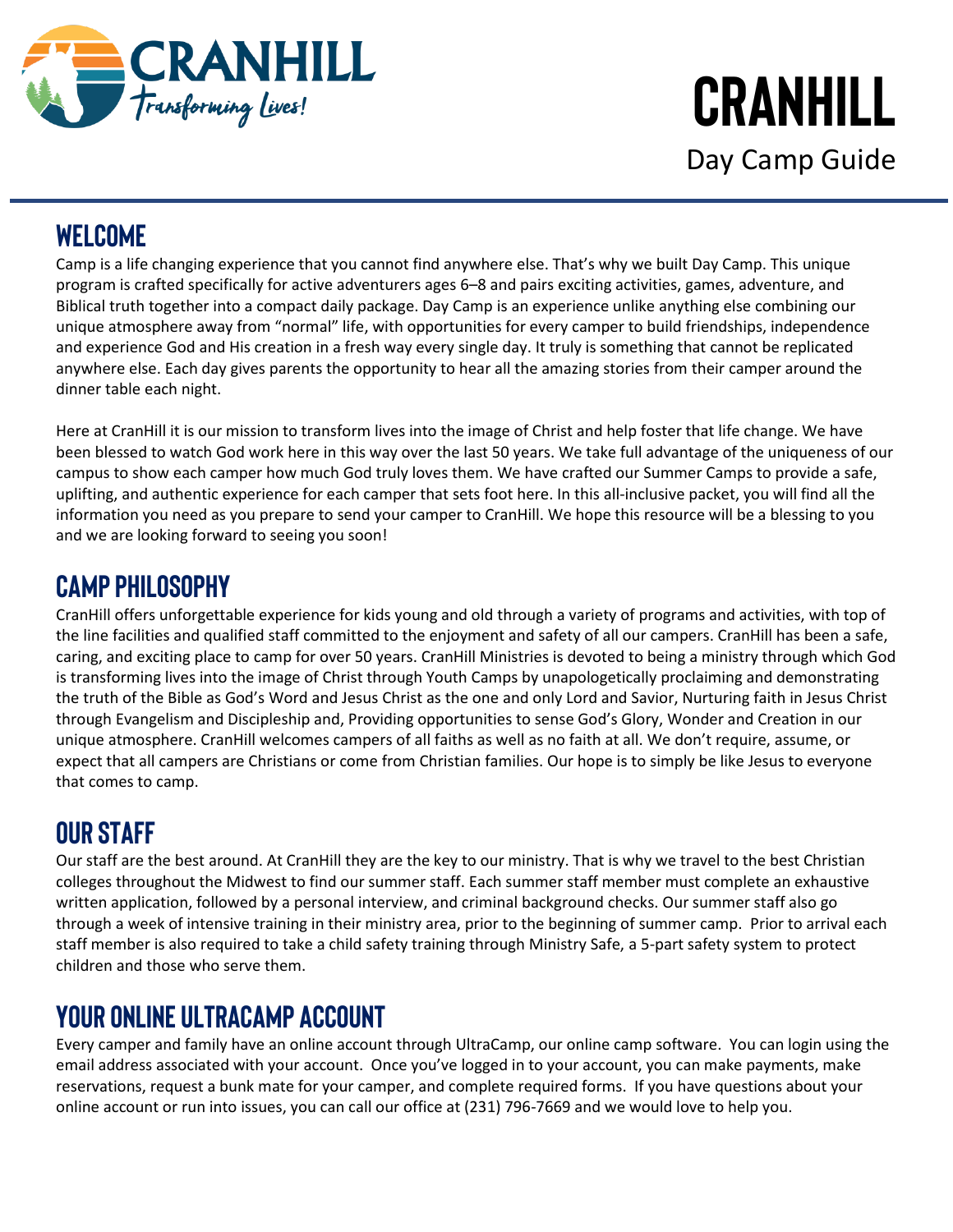CRANHILL
*Transforming Lives!*

# CRANHILL

Day Camp Guide

## WELCOME

Camp is a life changing experience that you cannot find anywhere else. That's why we built Day Camp. This unique program is crafted specifically for active adventurers ages 6–8 and pairs exciting activities, games, adventure, and Biblical truth together into a compact daily package. Day Camp is an experience unlike anything else combining our unique atmosphere away from "normal" life, with opportunities for every camper to build friendships, independence and experience God and His creation in a fresh way every single day. It truly is something that cannot be replicated anywhere else. Each day gives parents the opportunity to hear all the amazing stories from their camper around the dinner table each night.

Here at CranHill it is our mission to transform lives into the image of Christ and help foster that life change. We have been blessed to watch God work here in this way over the last 50 years. We take full advantage of the uniqueness of our campus to show each camper how much God truly loves them. We have crafted our Summer Camps to provide a safe, uplifting, and authentic experience for each camper that sets foot here. In this all-inclusive packet, you will find all the information you need as you prepare to send your camper to CranHill. We hope this resource will be a blessing to you and we are looking forward to seeing you soon!

## CAMP PHILOSOPHY

CranHill offers unforgettable experience for kids young and old through a variety of programs and activities, with top of the line facilities and qualified staff committed to the enjoyment and safety of all our campers. CranHill has been a safe, caring, and exciting place to camp for over 50 years. CranHill Ministries is devoted to being a ministry through which God is transforming lives into the image of Christ through Youth Camps by unapologetically proclaiming and demonstrating the truth of the Bible as God's Word and Jesus Christ as the one and only Lord and Savior, Nurturing faith in Jesus Christ through Evangelism and Discipleship and, Providing opportunities to sense God's Glory, Wonder and Creation in our unique atmosphere. CranHill welcomes campers of all faiths as well as no faith at all. We don't require, assume, or expect that all campers are Christians or come from Christian families. Our hope is to simply be like Jesus to everyone that comes to camp.

## OUR STAFF

Our staff are the best around. At CranHill they are the key to our ministry. That is why we travel to the best Christian colleges throughout the Midwest to find our summer staff. Each summer staff member must complete an exhaustive written application, followed by a personal interview, and criminal background checks. Our summer staff also go through a week of intensive training in their ministry area, prior to the beginning of summer camp. Prior to arrival each staff member is also required to take a child safety training through Ministry Safe, a 5-part safety system to protect children and those who serve them.

## YOUR ONLINE ULTRACAMP ACCOUNT

Every camper and family have an online account through UltraCamp, our online camp software. You can login using the email address associated with your account. Once you've logged in to your account, you can make payments, make reservations, request a bunk mate for your camper, and complete required forms. If you have questions about your online account or run into issues, you can call our office at (231) 796-7669 and we would love to help you.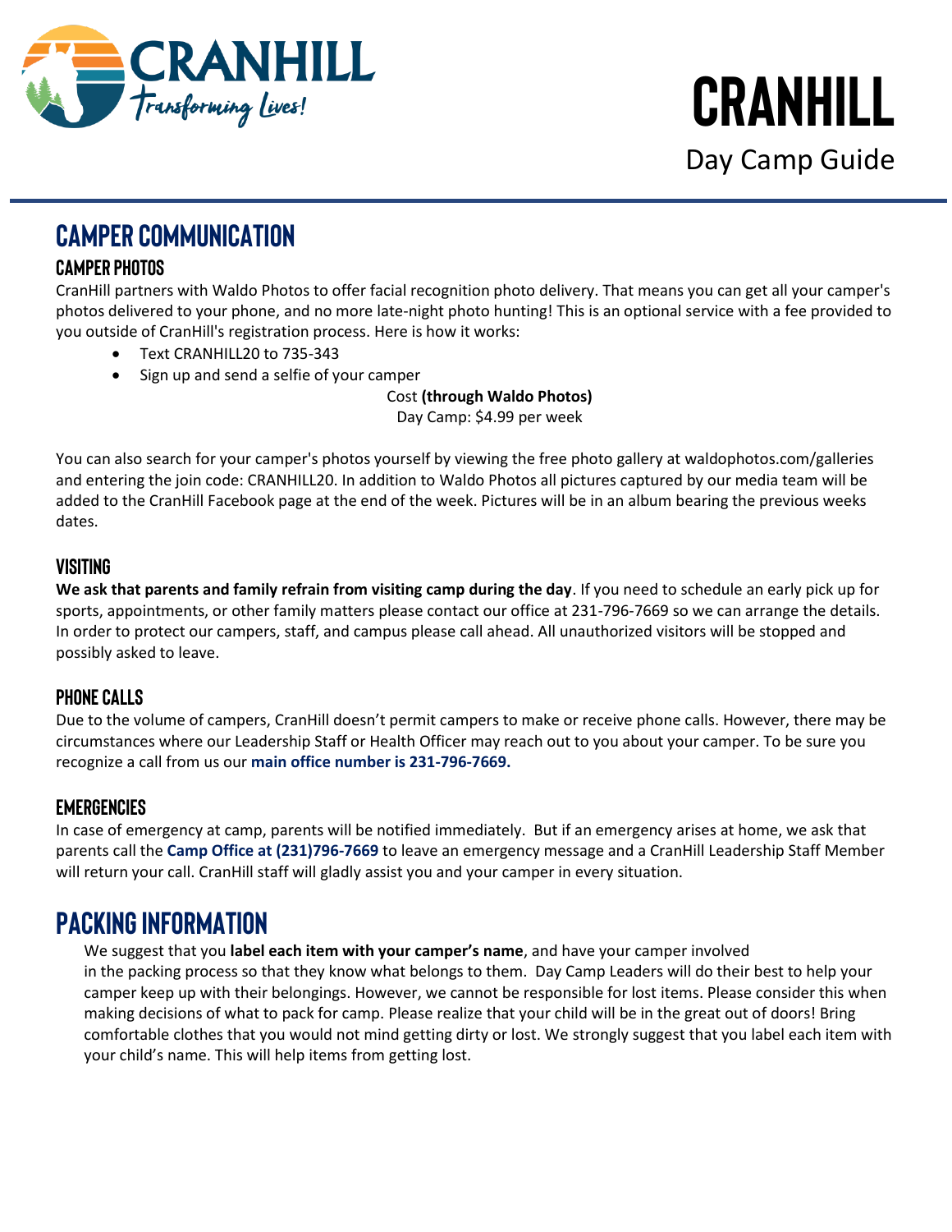# CRANHILL

Day Camp Guide

## CAMPER COMMUNICATION

### CAMPER PHOTOS

CranHill partners with Waldo Photos to offer facial recognition photo delivery. That means you can get all your camper's photos delivered to your phone, and no more late-night photo hunting! This is an optional service with a fee provided to you outside of CranHill's registration process. Here is how it works:

- Text CRANHILL20 to 735-343
- Sign up and send a selfie of your camper

Cost **(through Waldo Photos)**
Day Camp: $4.99 per week

You can also search for your camper's photos yourself by viewing the free photo gallery at waldophotos.com/galleries and entering the join code: CRANHILL20. In addition to Waldo Photos all pictures captured by our media team will be added to the CranHill Facebook page at the end of the week. Pictures will be in an album bearing the previous weeks dates.

### VISITING

**We ask that parents and family refrain from visiting camp during the day**. If you need to schedule an early pick up for sports, appointments, or other family matters please contact our office at 231-796-7669 so we can arrange the details. In order to protect our campers, staff, and campus please call ahead. All unauthorized visitors will be stopped and possibly asked to leave.

### PHONE CALLS

Due to the volume of campers, CranHill doesn't permit campers to make or receive phone calls. However, there may be circumstances where our Leadership Staff or Health Officer may reach out to you about your camper. To be sure you recognize a call from us our **main office number is 231-796-7669.**

### EMERGENCIES

In case of emergency at camp, parents will be notified immediately. But if an emergency arises at home, we ask that parents call the **Camp Office at (231)796-7669** to leave an emergency message and a CranHill Leadership Staff Member will return your call. CranHill staff will gladly assist you and your camper in every situation.

## PACKING INFORMATION

We suggest that you **label each item with your camper's name**, and have your camper involved in the packing process so that they know what belongs to them. Day Camp Leaders will do their best to help your camper keep up with their belongings. However, we cannot be responsible for lost items. Please consider this when making decisions of what to pack for camp. Please realize that your child will be in the great out of doors! Bring comfortable clothes that you would not mind getting dirty or lost. We strongly suggest that you label each item with your child's name. This will help items from getting lost.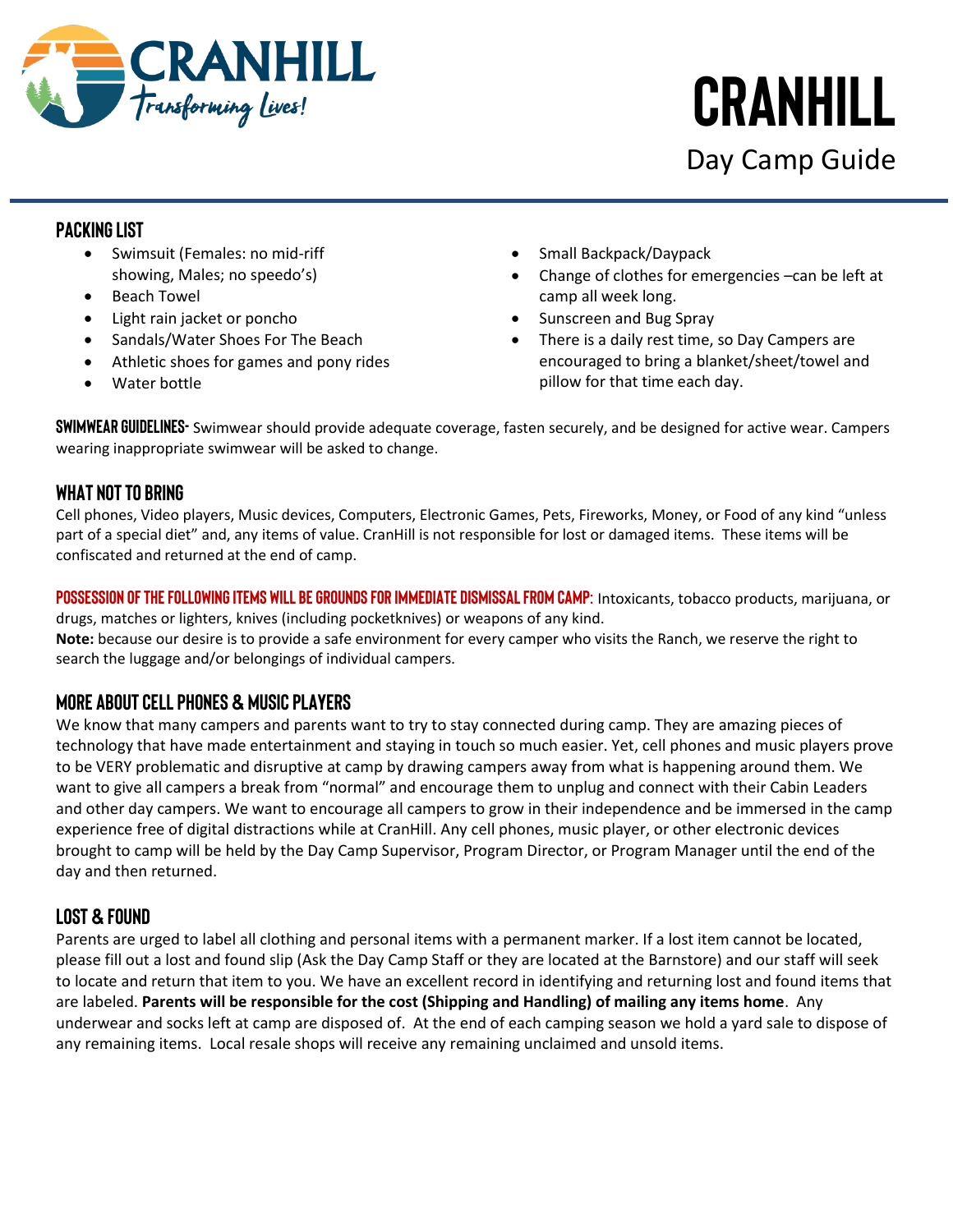# CRANHILL

Day Camp Guide

## PACKING LIST

- Swimsuit (Females: no mid-riff showing, Males; no speedo's)
- Beach Towel
- Light rain jacket or poncho
- Sandals/Water Shoes For The Beach
- Athletic shoes for games and pony rides
- Water bottle
- Small Backpack/Daypack
- Change of clothes for emergencies –can be left at camp all week long.
- Sunscreen and Bug Spray
- There is a daily rest time, so Day Campers are encouraged to bring a blanket/sheet/towel and pillow for that time each day.

**SWIMWEAR GUIDELINES-** Swimwear should provide adequate coverage, fasten securely, and be designed for active wear. Campers wearing inappropriate swimwear will be asked to change.

## WHAT NOT TO BRING

Cell phones, Video players, Music devices, Computers, Electronic Games, Pets, Fireworks, Money, or Food of any kind "unless part of a special diet" and, any items of value. CranHill is not responsible for lost or damaged items. These items will be confiscated and returned at the end of camp.

**POSSESSION OF THE FOLLOWING ITEMS WILL BE GROUNDS FOR IMMEDIATE DISMISSAL FROM CAMP:** Intoxicants, tobacco products, marijuana, or drugs, matches or lighters, knives (including pocketknives) or weapons of any kind.

**Note:** because our desire is to provide a safe environment for every camper who visits the Ranch, we reserve the right to search the luggage and/or belongings of individual campers.

## MORE ABOUT CELL PHONES & MUSIC PLAYERS

We know that many campers and parents want to try to stay connected during camp. They are amazing pieces of technology that have made entertainment and staying in touch so much easier. Yet, cell phones and music players prove to be VERY problematic and disruptive at camp by drawing campers away from what is happening around them. We want to give all campers a break from "normal" and encourage them to unplug and connect with their Cabin Leaders and other day campers. We want to encourage all campers to grow in their independence and be immersed in the camp experience free of digital distractions while at CranHill. Any cell phones, music player, or other electronic devices brought to camp will be held by the Day Camp Supervisor, Program Director, or Program Manager until the end of the day and then returned.

## LOST & FOUND

Parents are urged to label all clothing and personal items with a permanent marker. If a lost item cannot be located, please fill out a lost and found slip (Ask the Day Camp Staff or they are located at the Barnstore) and our staff will seek to locate and return that item to you. We have an excellent record in identifying and returning lost and found items that are labeled. **Parents will be responsible for the cost (Shipping and Handling) of mailing any items home**. Any underwear and socks left at camp are disposed of. At the end of each camping season we hold a yard sale to dispose of any remaining items. Local resale shops will receive any remaining unclaimed and unsold items.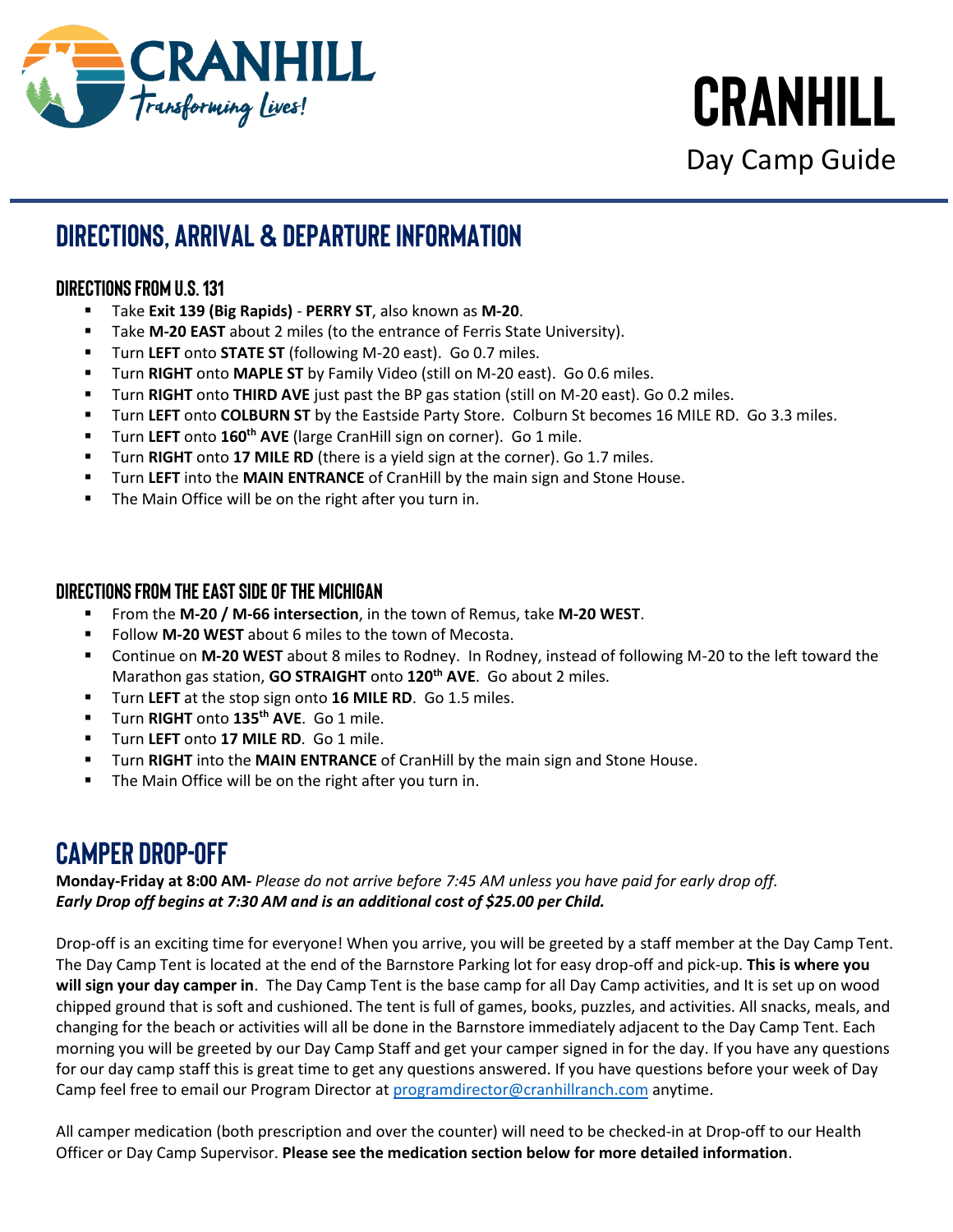# CRANHILL

Day Camp Guide

## DIRECTIONS, ARRIVAL & DEPARTURE INFORMATION

### DIRECTIONS FROM U.S. 131

- Take **Exit 139 (Big Rapids)** - **PERRY ST**, also known as **M-20**.
- Take **M-20 EAST** about 2 miles (to the entrance of Ferris State University).
- Turn **LEFT** onto **STATE ST** (following M-20 east). Go 0.7 miles.
- Turn **RIGHT** onto **MAPLE ST** by Family Video (still on M-20 east). Go 0.6 miles.
- Turn **RIGHT** onto **THIRD AVE** just past the BP gas station (still on M-20 east). Go 0.2 miles.
- Turn **LEFT** onto **COLBURN ST** by the Eastside Party Store. Colburn St becomes 16 MILE RD. Go 3.3 miles.
- Turn **LEFT** onto **160th AVE** (large CranHill sign on corner). Go 1 mile.
- Turn **RIGHT** onto **17 MILE RD** (there is a yield sign at the corner). Go 1.7 miles.
- Turn **LEFT** into the **MAIN ENTRANCE** of CranHill by the main sign and Stone House.
- The Main Office will be on the right after you turn in.

### DIRECTIONS FROM THE EAST SIDE OF THE MICHIGAN

- From the **M-20 / M-66 intersection**, in the town of Remus, take **M-20 WEST**.
- Follow **M-20 WEST** about 6 miles to the town of Mecosta.
- Continue on **M-20 WEST** about 8 miles to Rodney. In Rodney, instead of following M-20 to the left toward the Marathon gas station, **GO STRAIGHT** onto **120th AVE**. Go about 2 miles.
- Turn **LEFT** at the stop sign onto **16 MILE RD**. Go 1.5 miles.
- Turn **RIGHT** onto **135th AVE**. Go 1 mile.
- Turn **LEFT** onto **17 MILE RD**. Go 1 mile.
- Turn **RIGHT** into the **MAIN ENTRANCE** of CranHill by the main sign and Stone House.
- The Main Office will be on the right after you turn in.

## CAMPER DROP-OFF

**Monday-Friday at 8:00 AM-** *Please do not arrive before 7:45 AM unless you have paid for early drop off.*
***Early Drop off begins at 7:30 AM and is an additional cost of $25.00 per Child.***

Drop-off is an exciting time for everyone! When you arrive, you will be greeted by a staff member at the Day Camp Tent. The Day Camp Tent is located at the end of the Barnstore Parking lot for easy drop-off and pick-up. **This is where you will sign your day camper in**. The Day Camp Tent is the base camp for all Day Camp activities, and It is set up on wood chipped ground that is soft and cushioned. The tent is full of games, books, puzzles, and activities. All snacks, meals, and changing for the beach or activities will all be done in the Barnstore immediately adjacent to the Day Camp Tent. Each morning you will be greeted by our Day Camp Staff and get your camper signed in for the day. If you have any questions for our day camp staff this is great time to get any questions answered. If you have questions before your week of Day Camp feel free to email our Program Director at programdirector@cranhillranch.com anytime.

All camper medication (both prescription and over the counter) will need to be checked-in at Drop-off to our Health Officer or Day Camp Supervisor. **Please see the medication section below for more detailed information**.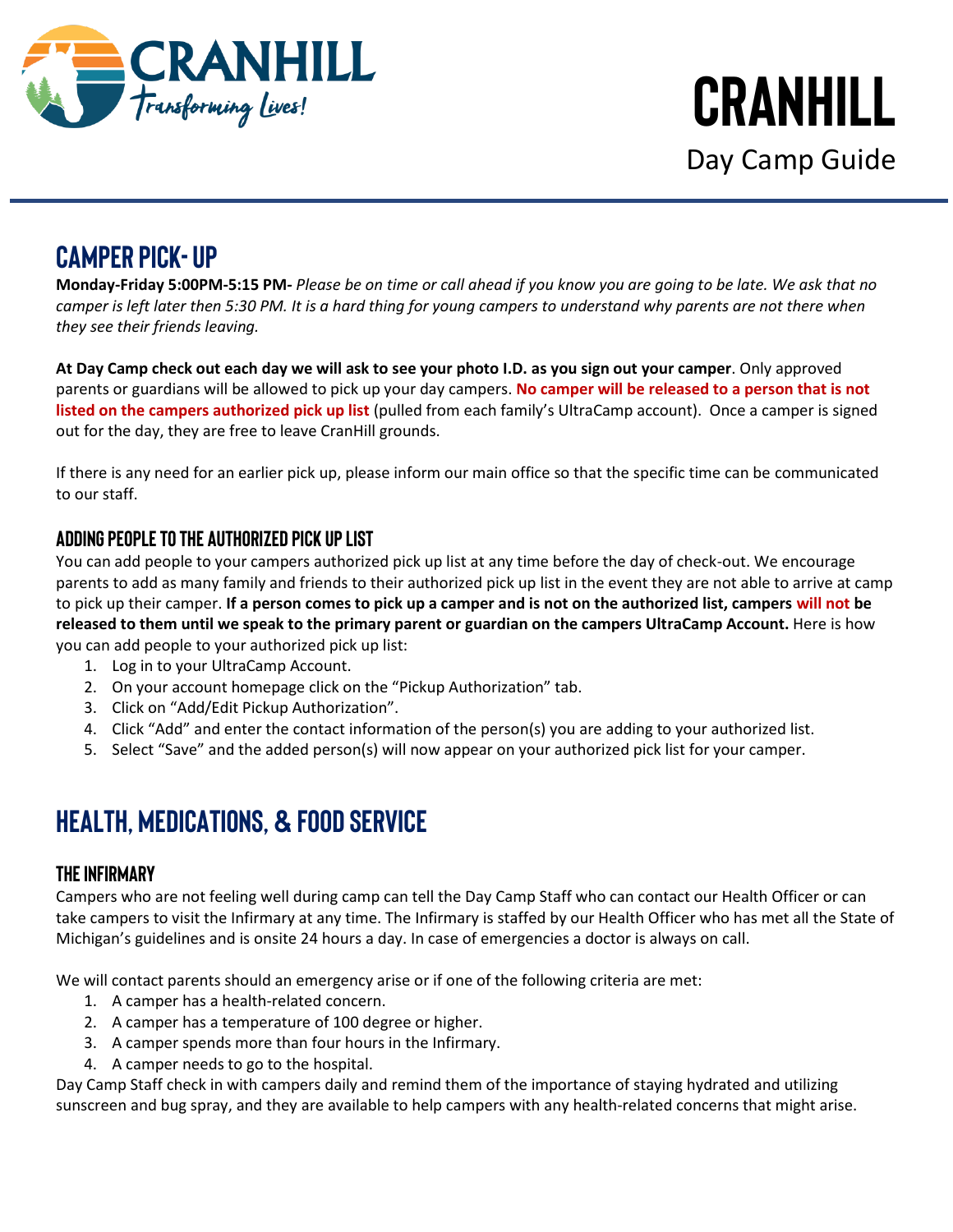CRANHILL

Transforming Lives!

# CRANHILL

Day Camp Guide

## CAMPER PICK- UP

**Monday-Friday 5:00PM-5:15 PM-** *Please be on time or call ahead if you know you are going to be late. We ask that no camper is left later then 5:30 PM. It is a hard thing for young campers to understand why parents are not there when they see their friends leaving.*

**At Day Camp check out each day we will ask to see your photo I.D. as you sign out your camper**. Only approved parents or guardians will be allowed to pick up your day campers. **No camper will be released to a person that is not listed on the campers authorized pick up list** (pulled from each family's UltraCamp account). Once a camper is signed out for the day, they are free to leave CranHill grounds.

If there is any need for an earlier pick up, please inform our main office so that the specific time can be communicated to our staff.

### ADDING PEOPLE TO THE AUTHORIZED PICK UP LIST

You can add people to your campers authorized pick up list at any time before the day of check-out. We encourage parents to add as many family and friends to their authorized pick up list in the event they are not able to arrive at camp to pick up their camper. **If a person comes to pick up a camper and is not on the authorized list, campers will not be released to them until we speak to the primary parent or guardian on the campers UltraCamp Account.** Here is how you can add people to your authorized pick up list:

1. Log in to your UltraCamp Account.
2. On your account homepage click on the "Pickup Authorization" tab.
3. Click on "Add/Edit Pickup Authorization".
4. Click "Add" and enter the contact information of the person(s) you are adding to your authorized list.
5. Select "Save" and the added person(s) will now appear on your authorized pick list for your camper.

## HEALTH, MEDICATIONS, & FOOD SERVICE

### THE INFIRMARY

Campers who are not feeling well during camp can tell the Day Camp Staff who can contact our Health Officer or can take campers to visit the Infirmary at any time. The Infirmary is staffed by our Health Officer who has met all the State of Michigan's guidelines and is onsite 24 hours a day. In case of emergencies a doctor is always on call.

We will contact parents should an emergency arise or if one of the following criteria are met:

1. A camper has a health-related concern.
2. A camper has a temperature of 100 degree or higher.
3. A camper spends more than four hours in the Infirmary.
4. A camper needs to go to the hospital.

Day Camp Staff check in with campers daily and remind them of the importance of staying hydrated and utilizing sunscreen and bug spray, and they are available to help campers with any health-related concerns that might arise.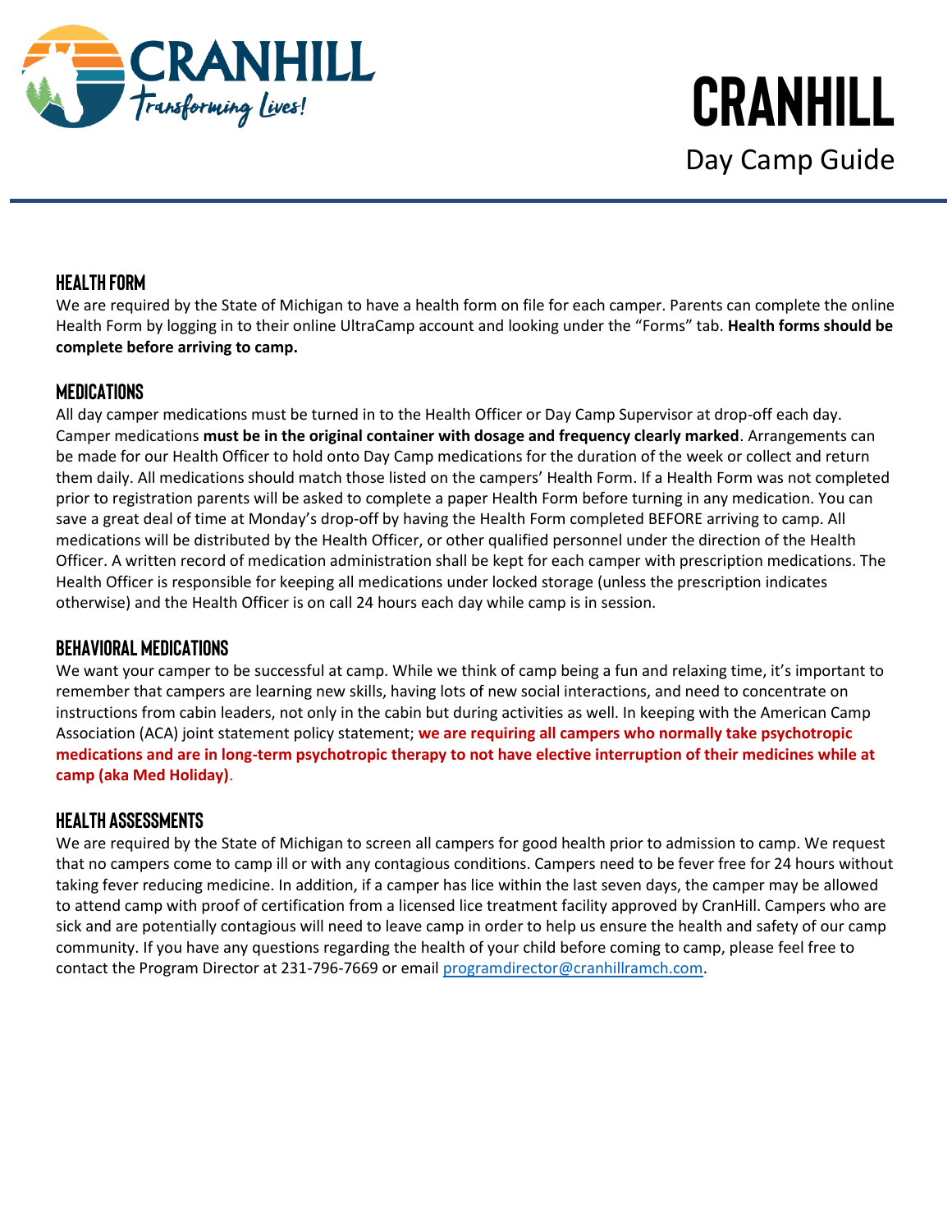# CRANHILL

Day Camp Guide

## HEALTH FORM

We are required by the State of Michigan to have a health form on file for each camper. Parents can complete the online Health Form by logging in to their online UltraCamp account and looking under the "Forms" tab. **Health forms should be complete before arriving to camp.**

## MEDICATIONS

All day camper medications must be turned in to the Health Officer or Day Camp Supervisor at drop-off each day. Camper medications **must be in the original container with dosage and frequency clearly marked**. Arrangements can be made for our Health Officer to hold onto Day Camp medications for the duration of the week or collect and return them daily. All medications should match those listed on the campers' Health Form. If a Health Form was not completed prior to registration parents will be asked to complete a paper Health Form before turning in any medication. You can save a great deal of time at Monday's drop-off by having the Health Form completed BEFORE arriving to camp. All medications will be distributed by the Health Officer, or other qualified personnel under the direction of the Health Officer. A written record of medication administration shall be kept for each camper with prescription medications. The Health Officer is responsible for keeping all medications under locked storage (unless the prescription indicates otherwise) and the Health Officer is on call 24 hours each day while camp is in session.

## BEHAVIORAL MEDICATIONS

We want your camper to be successful at camp. While we think of camp being a fun and relaxing time, it's important to remember that campers are learning new skills, having lots of new social interactions, and need to concentrate on instructions from cabin leaders, not only in the cabin but during activities as well. In keeping with the American Camp Association (ACA) joint statement policy statement; **we are requiring all campers who normally take psychotropic medications and are in long-term psychotropic therapy to not have elective interruption of their medicines while at camp (aka Med Holiday)**.

## HEALTH ASSESSMENTS

We are required by the State of Michigan to screen all campers for good health prior to admission to camp. We request that no campers come to camp ill or with any contagious conditions. Campers need to be fever free for 24 hours without taking fever reducing medicine. In addition, if a camper has lice within the last seven days, the camper may be allowed to attend camp with proof of certification from a licensed lice treatment facility approved by CranHill. Campers who are sick and are potentially contagious will need to leave camp in order to help us ensure the health and safety of our camp community. If you have any questions regarding the health of your child before coming to camp, please feel free to contact the Program Director at 231-796-7669 or email programdirector@cranhillramch.com.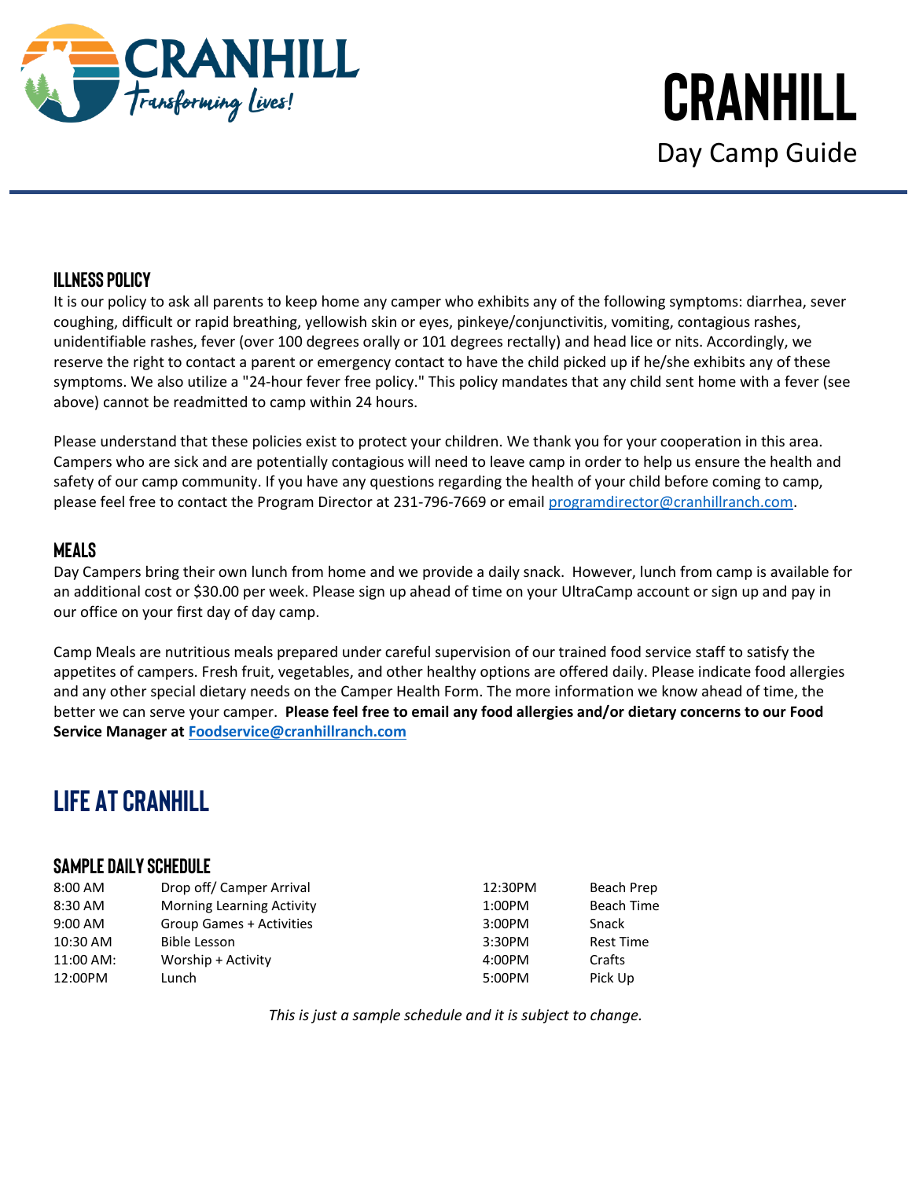# CRANHILL

Day Camp Guide

### ILLNESS POLICY

It is our policy to ask all parents to keep home any camper who exhibits any of the following symptoms: diarrhea, sever coughing, difficult or rapid breathing, yellowish skin or eyes, pinkeye/conjunctivitis, vomiting, contagious rashes, unidentifiable rashes, fever (over 100 degrees orally or 101 degrees rectally) and head lice or nits. Accordingly, we reserve the right to contact a parent or emergency contact to have the child picked up if he/she exhibits any of these symptoms. We also utilize a "24-hour fever free policy." This policy mandates that any child sent home with a fever (see above) cannot be readmitted to camp within 24 hours.

Please understand that these policies exist to protect your children. We thank you for your cooperation in this area. Campers who are sick and are potentially contagious will need to leave camp in order to help us ensure the health and safety of our camp community. If you have any questions regarding the health of your child before coming to camp, please feel free to contact the Program Director at 231-796-7669 or email programdirector@cranhillranch.com.

### MEALS

Day Campers bring their own lunch from home and we provide a daily snack. However, lunch from camp is available for an additional cost or $30.00 per week. Please sign up ahead of time on your UltraCamp account or sign up and pay in our office on your first day of day camp.

Camp Meals are nutritious meals prepared under careful supervision of our trained food service staff to satisfy the appetites of campers. Fresh fruit, vegetables, and other healthy options are offered daily. Please indicate food allergies and any other special dietary needs on the Camper Health Form. The more information we know ahead of time, the better we can serve your camper. **Please feel free to email any food allergies and/or dietary concerns to our Food Service Manager at Foodservice@cranhillranch.com**

## LIFE AT CRANHILL

### SAMPLE DAILY SCHEDULE

| | | | |
|---|---|---|---|
| 8:00 AM | Drop off/ Camper Arrival | 12:30PM | Beach Prep |
| 8:30 AM | Morning Learning Activity | 1:00PM | Beach Time |
| 9:00 AM | Group Games + Activities | 3:00PM | Snack |
| 10:30 AM | Bible Lesson | 3:30PM | Rest Time |
| 11:00 AM: | Worship + Activity | 4:00PM | Crafts |
| 12:00PM | Lunch | 5:00PM | Pick Up |

*This is just a sample schedule and it is subject to change.*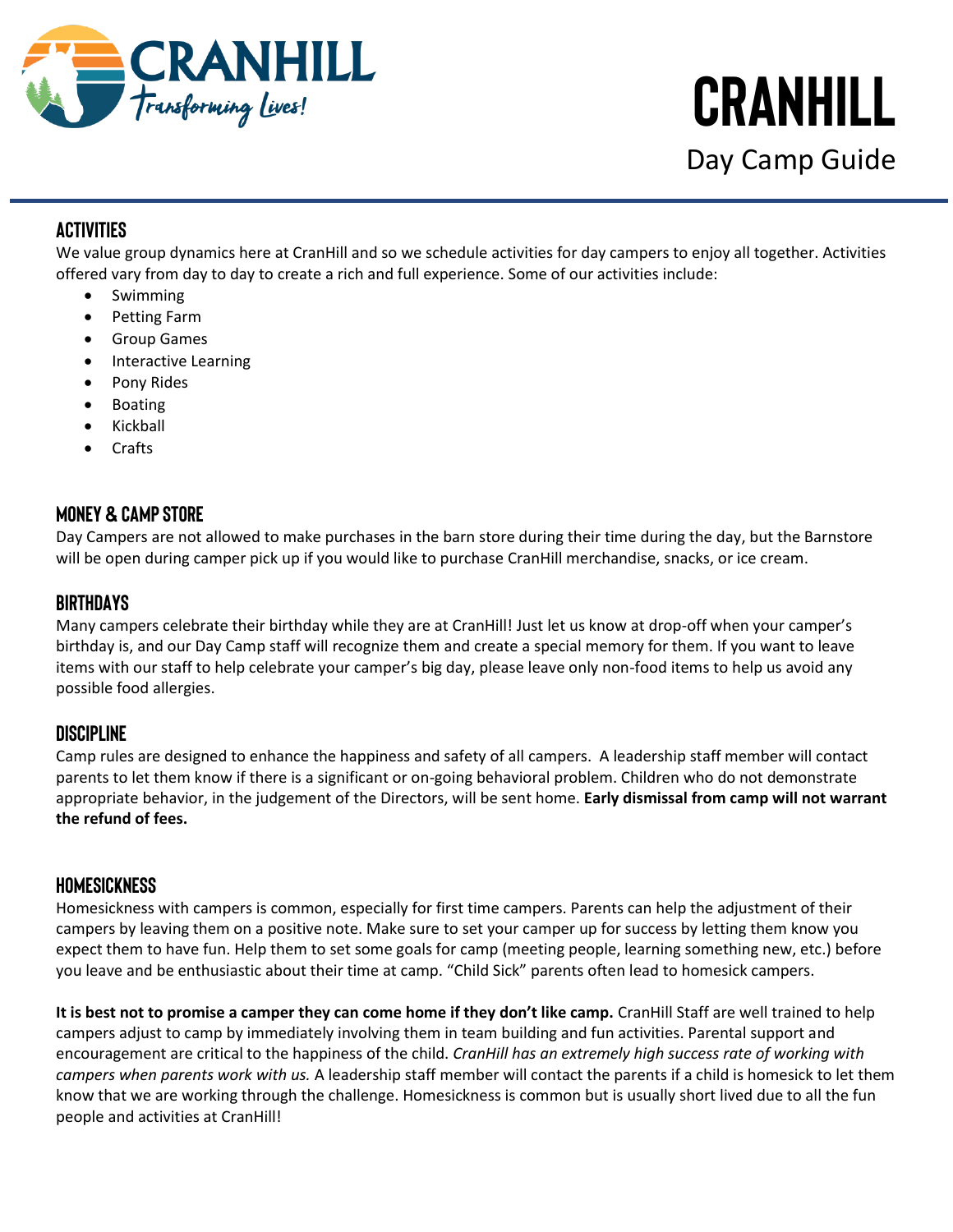# CRANHILL

## Day Camp Guide

### ACTIVITIES

We value group dynamics here at CranHill and so we schedule activities for day campers to enjoy all together. Activities offered vary from day to day to create a rich and full experience. Some of our activities include:

- Swimming
- Petting Farm
- Group Games
- Interactive Learning
- Pony Rides
- Boating
- Kickball
- Crafts

### MONEY & CAMP STORE

Day Campers are not allowed to make purchases in the barn store during their time during the day, but the Barnstore will be open during camper pick up if you would like to purchase CranHill merchandise, snacks, or ice cream.

### BIRTHDAYS

Many campers celebrate their birthday while they are at CranHill! Just let us know at drop-off when your camper's birthday is, and our Day Camp staff will recognize them and create a special memory for them. If you want to leave items with our staff to help celebrate your camper's big day, please leave only non-food items to help us avoid any possible food allergies.

### DISCIPLINE

Camp rules are designed to enhance the happiness and safety of all campers. A leadership staff member will contact parents to let them know if there is a significant or on-going behavioral problem. Children who do not demonstrate appropriate behavior, in the judgement of the Directors, will be sent home. **Early dismissal from camp will not warrant the refund of fees.**

### HOMESICKNESS

Homesickness with campers is common, especially for first time campers. Parents can help the adjustment of their campers by leaving them on a positive note. Make sure to set your camper up for success by letting them know you expect them to have fun. Help them to set some goals for camp (meeting people, learning something new, etc.) before you leave and be enthusiastic about their time at camp. "Child Sick" parents often lead to homesick campers.

**It is best not to promise a camper they can come home if they don't like camp.** CranHill Staff are well trained to help campers adjust to camp by immediately involving them in team building and fun activities. Parental support and encouragement are critical to the happiness of the child. *CranHill has an extremely high success rate of working with campers when parents work with us.* A leadership staff member will contact the parents if a child is homesick to let them know that we are working through the challenge. Homesickness is common but is usually short lived due to all the fun people and activities at CranHill!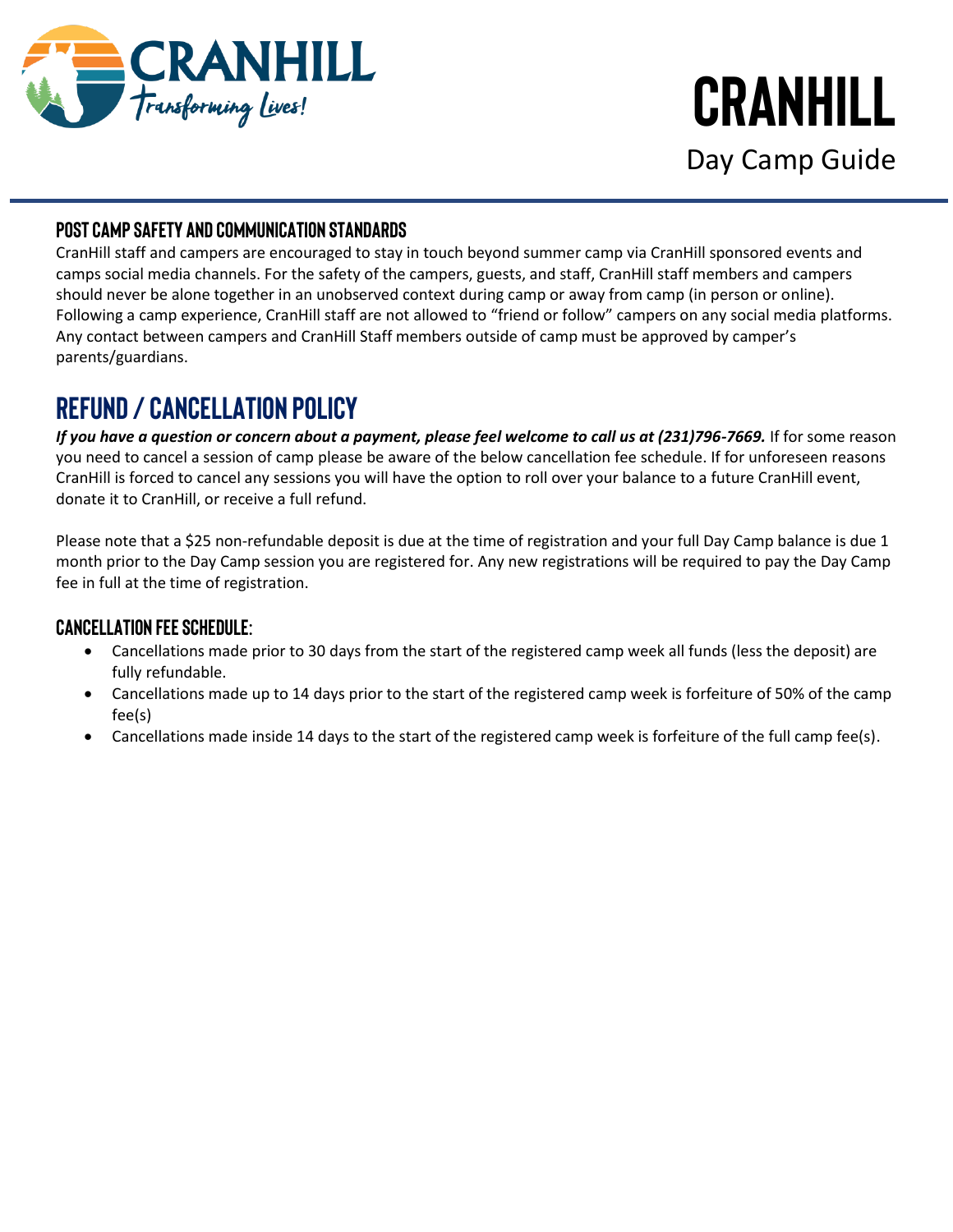## POST CAMP SAFETY AND COMMUNICATION STANDARDS

CranHill staff and campers are encouraged to stay in touch beyond summer camp via CranHill sponsored events and camps social media channels. For the safety of the campers, guests, and staff, CranHill staff members and campers should never be alone together in an unobserved context during camp or away from camp (in person or online). Following a camp experience, CranHill staff are not allowed to "friend or follow" campers on any social media platforms. Any contact between campers and CranHill Staff members outside of camp must be approved by camper's parents/guardians.

# REFUND / CANCELLATION POLICY

***If you have a question or concern about a payment, please feel welcome to call us at (231)796-7669.*** If for some reason you need to cancel a session of camp please be aware of the below cancellation fee schedule. If for unforeseen reasons CranHill is forced to cancel any sessions you will have the option to roll over your balance to a future CranHill event, donate it to CranHill, or receive a full refund.

Please note that a $25 non-refundable deposit is due at the time of registration and your full Day Camp balance is due 1 month prior to the Day Camp session you are registered for. Any new registrations will be required to pay the Day Camp fee in full at the time of registration.

### CANCELLATION FEE SCHEDULE:

- Cancellations made prior to 30 days from the start of the registered camp week all funds (less the deposit) are fully refundable.
- Cancellations made up to 14 days prior to the start of the registered camp week is forfeiture of 50% of the camp fee(s)
- Cancellations made inside 14 days to the start of the registered camp week is forfeiture of the full camp fee(s).